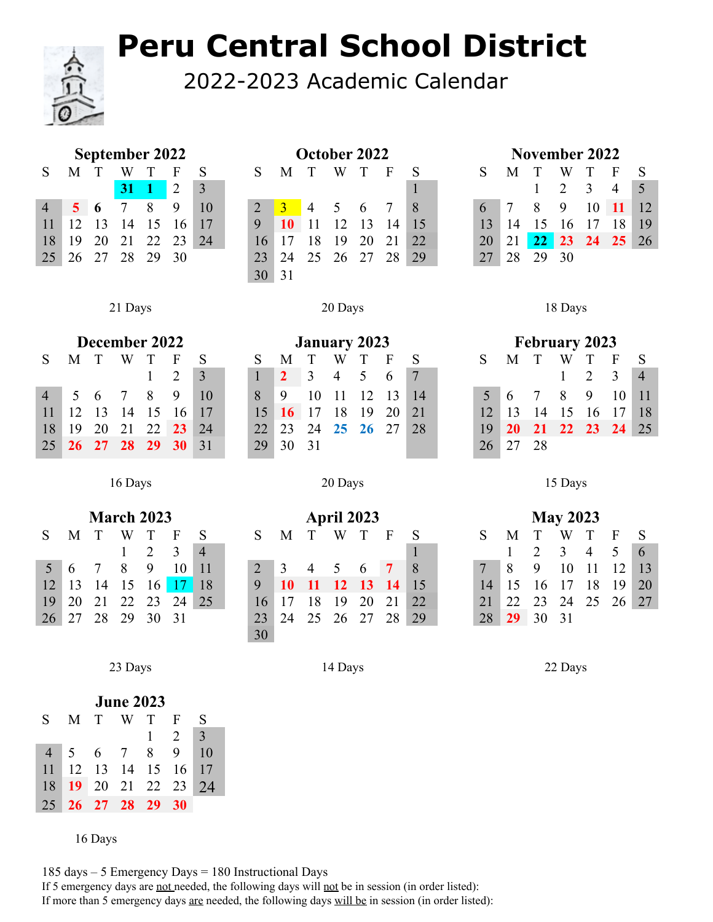# Peru Central School District

## 2022-2023 Academic Calendar

### September 2022

| S | M | T | W | T | F | S |
|---|---|---|---|---|---|---|
| | | | 31 | 1 | 2 | 3 |
| 4 | 5 | 6 | 7 | 8 | 9 | 10 |
| 11 | 12 | 13 | 14 | 15 | 16 | 17 |
| 18 | 19 | 20 | 21 | 22 | 23 | 24 |
| 25 | 26 | 27 | 28 | 29 | 30 | |

21 Days

### October 2022

| S | M | T | W | T | F | S |
|---|---|---|---|---|---|---|
| | | | | | | 1 |
| 2 | 3 | 4 | 5 | 6 | 7 | 8 |
| 9 | 10 | 11 | 12 | 13 | 14 | 15 |
| 16 | 17 | 18 | 19 | 20 | 21 | 22 |
| 23 | 24 | 25 | 26 | 27 | 28 | 29 |
| 30 | 31 | | | | | |

20 Days

### November 2022

| S | M | T | W | T | F | S |
|---|---|---|---|---|---|---|
| | | 1 | 2 | 3 | 4 | 5 |
| 6 | 7 | 8 | 9 | 10 | 11 | 12 |
| 13 | 14 | 15 | 16 | 17 | 18 | 19 |
| 20 | 21 | 22 | 23 | 24 | 25 | 26 |
| 27 | 28 | 29 | 30 | | | |

18 Days

### December 2022

| S | M | T | W | T | F | S |
|---|---|---|---|---|---|---|
| | | | | 1 | 2 | 3 |
| 4 | 5 | 6 | 7 | 8 | 9 | 10 |
| 11 | 12 | 13 | 14 | 15 | 16 | 17 |
| 18 | 19 | 20 | 21 | 22 | 23 | 24 |
| 25 | 26 | 27 | 28 | 29 | 30 | 31 |

16 Days

### January 2023

| S | M | T | W | T | F | S |
|---|---|---|---|---|---|---|
| 1 | 2 | 3 | 4 | 5 | 6 | 7 |
| 8 | 9 | 10 | 11 | 12 | 13 | 14 |
| 15 | 16 | 17 | 18 | 19 | 20 | 21 |
| 22 | 23 | 24 | 25 | 26 | 27 | 28 |
| 29 | 30 | 31 | | | | |

20 Days

### February 2023

| S | M | T | W | T | F | S |
|---|---|---|---|---|---|---|
| | | | 1 | 2 | 3 | 4 |
| 5 | 6 | 7 | 8 | 9 | 10 | 11 |
| 12 | 13 | 14 | 15 | 16 | 17 | 18 |
| 19 | 20 | 21 | 22 | 23 | 24 | 25 |
| 26 | 27 | 28 | | | | |

15 Days

### March 2023

| S | M | T | W | T | F | S |
|---|---|---|---|---|---|---|
| | | | 1 | 2 | 3 | 4 |
| 5 | 6 | 7 | 8 | 9 | 10 | 11 |
| 12 | 13 | 14 | 15 | 16 | 17 | 18 |
| 19 | 20 | 21 | 22 | 23 | 24 | 25 |
| 26 | 27 | 28 | 29 | 30 | 31 | |

23 Days

### April 2023

| S | M | T | W | T | F | S |
|---|---|---|---|---|---|---|
| | | | | | | 1 |
| 2 | 3 | 4 | 5 | 6 | 7 | 8 |
| 9 | 10 | 11 | 12 | 13 | 14 | 15 |
| 16 | 17 | 18 | 19 | 20 | 21 | 22 |
| 23 | 24 | 25 | 26 | 27 | 28 | 29 |
| 30 | | | | | | |

14 Days

### May 2023

| S | M | T | W | T | F | S |
|---|---|---|---|---|---|---|
| | 1 | 2 | 3 | 4 | 5 | 6 |
| 7 | 8 | 9 | 10 | 11 | 12 | 13 |
| 14 | 15 | 16 | 17 | 18 | 19 | 20 |
| 21 | 22 | 23 | 24 | 25 | 26 | 27 |
| 28 | 29 | 30 | 31 | | | |

22 Days

### June 2023

| S | M | T | W | T | F | S |
|---|---|---|---|---|---|---|
| | | | | 1 | 2 | 3 |
| 4 | 5 | 6 | 7 | 8 | 9 | 10 |
| 11 | 12 | 13 | 14 | 15 | 16 | 17 |
| 18 | 19 | 20 | 21 | 22 | 23 | 24 |
| 25 | 26 | 27 | 28 | 29 | 30 | |

16 Days

185 days – 5 Emergency Days = 180 Instructional Days

If 5 emergency days are not needed, the following days will not be in session (in order listed):

If more than 5 emergency days are needed, the following days will be in session (in order listed):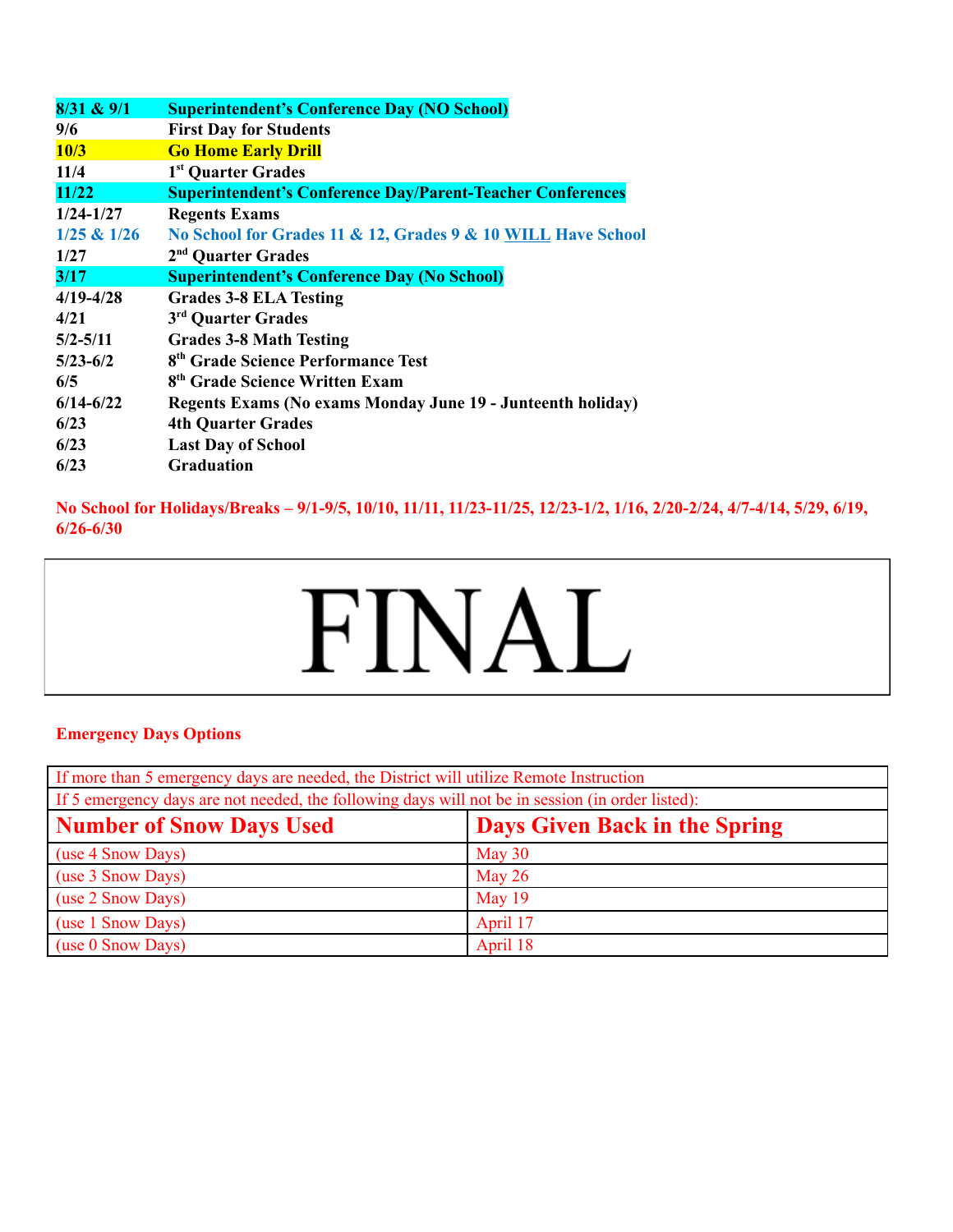| | |
|---|---|
| **8/31 & 9/1** | **Superintendent's Conference Day (NO School)** |
| **9/6** | **First Day for Students** |
| **10/3** | **Go Home Early Drill** |
| **11/4** | **1st Quarter Grades** |
| **11/22** | **Superintendent's Conference Day/Parent-Teacher Conferences** |
| **1/24-1/27** | **Regents Exams** |
| **1/25 & 1/26** | **No School for Grades 11 & 12, Grades 9 & 10 WILL Have School** |
| **1/27** | **2nd Quarter Grades** |
| **3/17** | **Superintendent's Conference Day (No School)** |
| **4/19-4/28** | **Grades 3-8 ELA Testing** |
| **4/21** | **3rd Quarter Grades** |
| **5/2-5/11** | **Grades 3-8 Math Testing** |
| **5/23-6/2** | **8th Grade Science Performance Test** |
| **6/5** | **8th Grade Science Written Exam** |
| **6/14-6/22** | **Regents Exams (No exams Monday June 19 - Juneteenth holiday)** |
| **6/23** | **4th Quarter Grades** |
| **6/23** | **Last Day of School** |
| **6/23** | **Graduation** |

**No School for Holidays/Breaks – 9/1-9/5, 10/10, 11/11, 11/23-11/25, 12/23-1/2, 1/16, 2/20-2/24, 4/7-4/14, 5/29, 6/19, 6/26-6/30**

# FINAL

**Emergency Days Options**

| If more than 5 emergency days are needed, the District will utilize Remote Instruction | |
|---|---|
| If 5 emergency days are not needed, the following days will not be in session (in order listed): | |
| **Number of Snow Days Used** | **Days Given Back in the Spring** |
| (use 4 Snow Days) | May 30 |
| (use 3 Snow Days) | May 26 |
| (use 2 Snow Days) | May 19 |
| (use 1 Snow Days) | April 17 |
| (use 0 Snow Days) | April 18 |